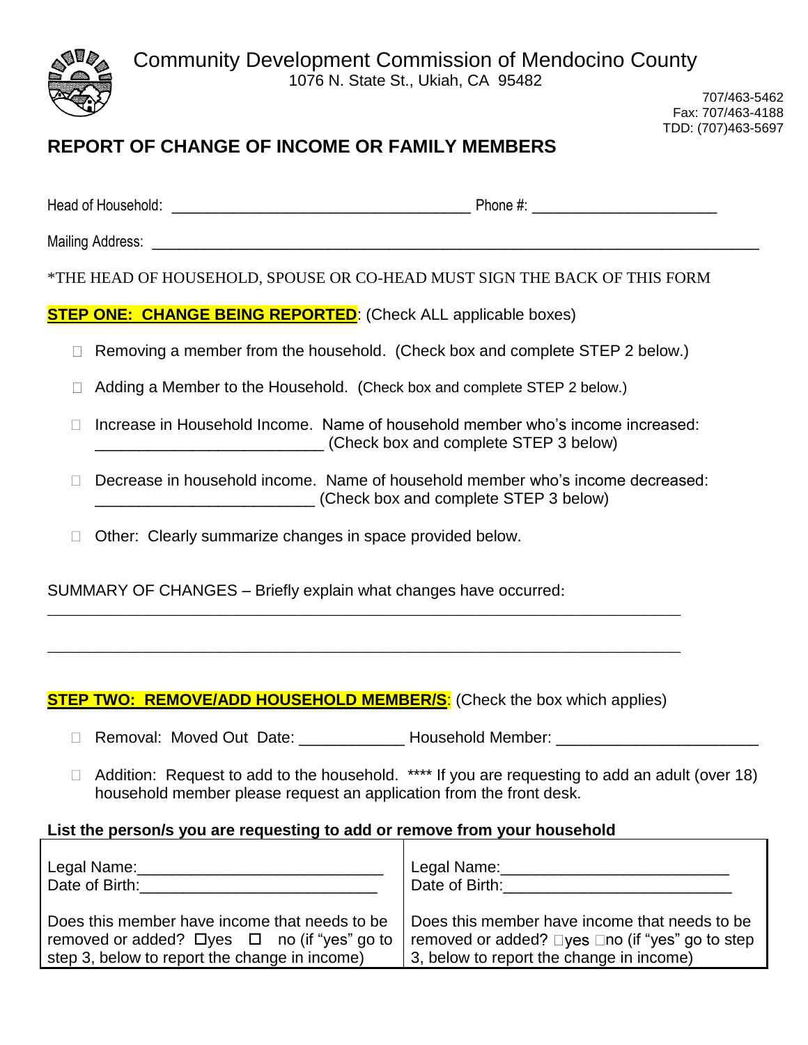# Community Development Commission of Mendocino County

1076 N. State St., Ukiah, CA 95482

707/463-5462
Fax: 707/463-4188
TDD: (707)463-5697

## REPORT OF CHANGE OF INCOME OR FAMILY MEMBERS

Head of Household: ______________________________________ Phone #: _______________________

Mailing Address: _____________________________________________________________________________

*THE HEAD OF HOUSEHOLD, SPOUSE OR CO-HEAD MUST SIGN THE BACK OF THIS FORM

**STEP ONE: CHANGE BEING REPORTED**: (Check ALL applicable boxes)

- ☐ Removing a member from the household. (Check box and complete STEP 2 below.)
- ☐ Adding a Member to the Household. (Check box and complete STEP 2 below.)
- ☐ Increase in Household Income. Name of household member who's income increased: __________________________ (Check box and complete STEP 3 below)
- ☐ Decrease in household income. Name of household member who's income decreased: _________________________ (Check box and complete STEP 3 below)
- ☐ Other: Clearly summarize changes in space provided below.

SUMMARY OF CHANGES – Briefly explain what changes have occurred:

__________________________________________________________________________

__________________________________________________________________________

**STEP TWO: REMOVE/ADD HOUSEHOLD MEMBER/S**: (Check the box which applies)

- ☐ Removal: Moved Out Date: ____________ Household Member: _______________________
- ☐ Addition: Request to add to the household. **** If you are requesting to add an adult (over 18) household member please request an application from the front desk.

**List the person/s you are requesting to add or remove from your household**

| | |
|---|---|
| Legal Name:____________________________<br>Date of Birth:___________________________<br><br>Does this member have income that needs to be removed or added? ☐yes ☐ no (if "yes" go to step 3, below to report the change in income) | Legal Name:__________________________<br>Date of Birth:__________________________<br><br>Does this member have income that needs to be removed or added? ☐yes ☐no (if "yes" go to step 3, below to report the change in income) |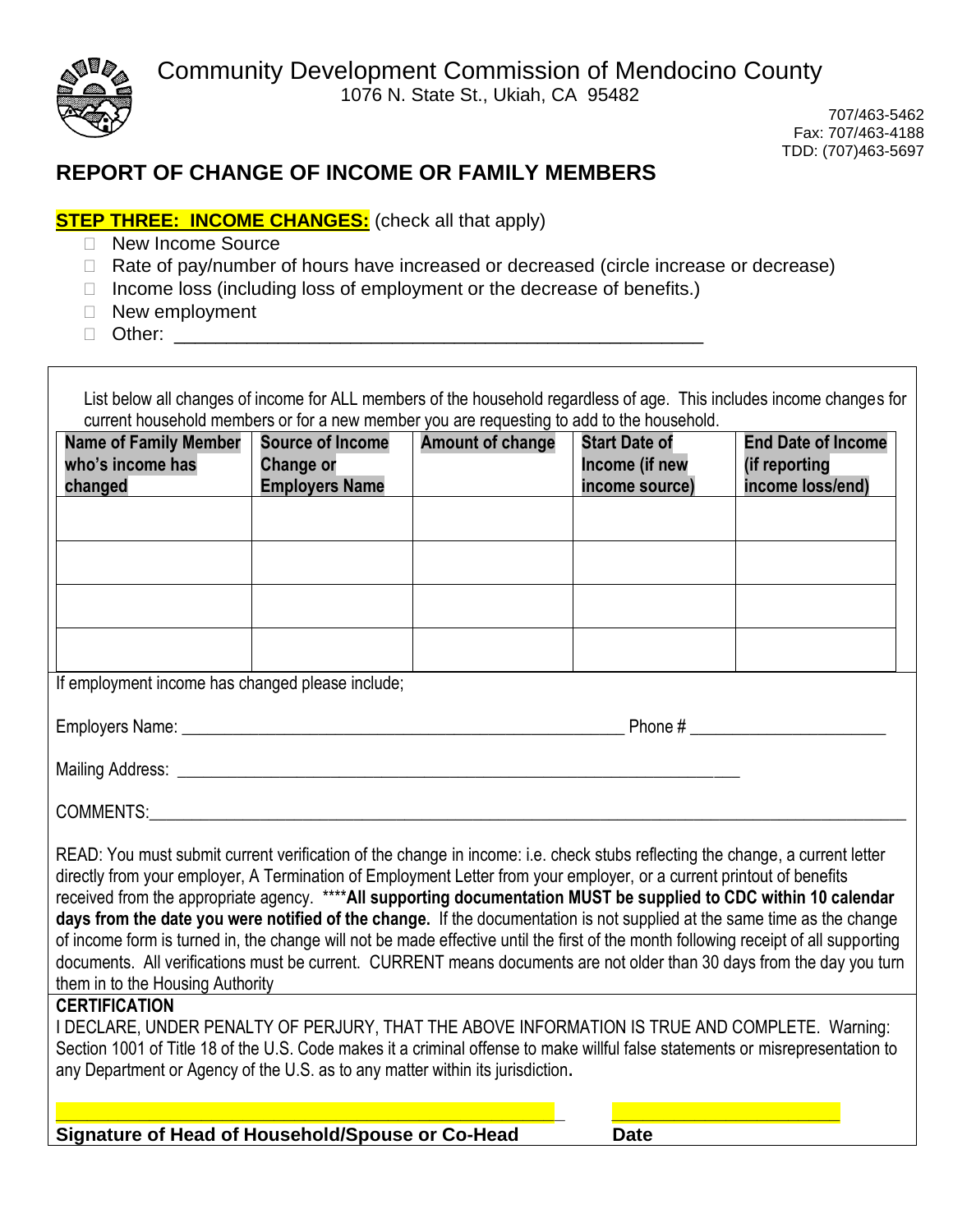Community Development Commission of Mendocino County
1076 N. State St., Ukiah, CA 95482

707/463-5462
Fax: 707/463-4188
TDD: (707)463-5697

## REPORT OF CHANGE OF INCOME OR FAMILY MEMBERS

**STEP THREE: INCOME CHANGES:** (check all that apply)

- ☐ New Income Source
- ☐ Rate of pay/number of hours have increased or decreased (circle increase or decrease)
- ☐ Income loss (including loss of employment or the decrease of benefits.)
- ☐ New employment
- ☐ Other: ___________________________________________________

List below all changes of income for ALL members of the household regardless of age. This includes income changes for current household members or for a new member you are requesting to add to the household.

| Name of Family Member who's income has changed | Source of Income Change or Employers Name | Amount of change | Start Date of Income (if new income source) | End Date of Income (if reporting income loss/end) |
|---|---|---|---|---|
| | | | | |
| | | | | |
| | | | | |
| | | | | |

If employment income has changed please include;

Employers Name: ___________________________________________________ Phone # ______________________

Mailing Address: ______________________________________________________________

COMMENTS:___________________________________________________________________________________

READ: You must submit current verification of the change in income: i.e. check stubs reflecting the change, a current letter directly from your employer, A Termination of Employment Letter from your employer, or a current printout of benefits received from the appropriate agency. \*\*\*\***All supporting documentation MUST be supplied to CDC within 10 calendar days from the date you were notified of the change.** If the documentation is not supplied at the same time as the change of income form is turned in, the change will not be made effective until the first of the month following receipt of all supporting documents. All verifications must be current. CURRENT means documents are not older than 30 days from the day you turn them in to the Housing Authority

**CERTIFICATION**

I DECLARE, UNDER PENALTY OF PERJURY, THAT THE ABOVE INFORMATION IS TRUE AND COMPLETE. Warning: Section 1001 of Title 18 of the U.S. Code makes it a criminal offense to make willful false statements or misrepresentation to any Department or Agency of the U.S. as to any matter within its jurisdiction.

_______________________________________________________ ________________________

**Signature of Head of Household/Spouse or Co-Head** **Date**